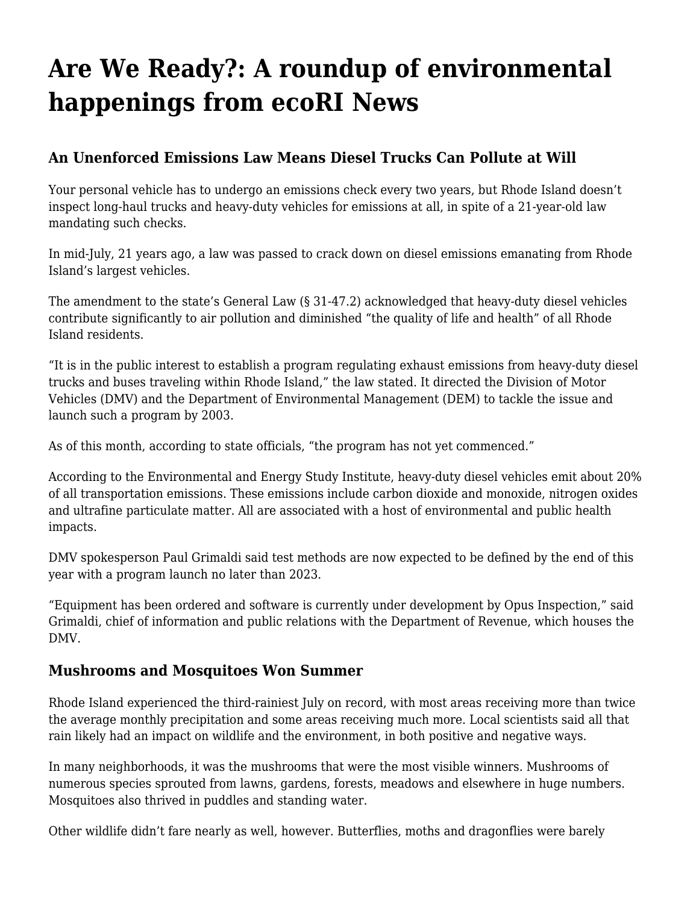# Are We Ready?: A roundup of environmental happenings from ecoRI News

### An Unenforced Emissions Law Means Diesel Trucks Can Pollute at Will

Your personal vehicle has to undergo an emissions check every two years, but Rhode Island doesn't inspect long-haul trucks and heavy-duty vehicles for emissions at all, in spite of a 21-year-old law mandating such checks.

In mid-July, 21 years ago, a law was passed to crack down on diesel emissions emanating from Rhode Island's largest vehicles.

The amendment to the state's General Law (§ 31-47.2) acknowledged that heavy-duty diesel vehicles contribute significantly to air pollution and diminished "the quality of life and health" of all Rhode Island residents.

"It is in the public interest to establish a program regulating exhaust emissions from heavy-duty diesel trucks and buses traveling within Rhode Island," the law stated. It directed the Division of Motor Vehicles (DMV) and the Department of Environmental Management (DEM) to tackle the issue and launch such a program by 2003.

As of this month, according to state officials, "the program has not yet commenced."

According to the Environmental and Energy Study Institute, heavy-duty diesel vehicles emit about 20% of all transportation emissions. These emissions include carbon dioxide and monoxide, nitrogen oxides and ultrafine particulate matter. All are associated with a host of environmental and public health impacts.

DMV spokesperson Paul Grimaldi said test methods are now expected to be defined by the end of this year with a program launch no later than 2023.

"Equipment has been ordered and software is currently under development by Opus Inspection," said Grimaldi, chief of information and public relations with the Department of Revenue, which houses the DMV.

### Mushrooms and Mosquitoes Won Summer

Rhode Island experienced the third-rainiest July on record, with most areas receiving more than twice the average monthly precipitation and some areas receiving much more. Local scientists said all that rain likely had an impact on wildlife and the environment, in both positive and negative ways.

In many neighborhoods, it was the mushrooms that were the most visible winners. Mushrooms of numerous species sprouted from lawns, gardens, forests, meadows and elsewhere in huge numbers. Mosquitoes also thrived in puddles and standing water.

Other wildlife didn't fare nearly as well, however. Butterflies, moths and dragonflies were barely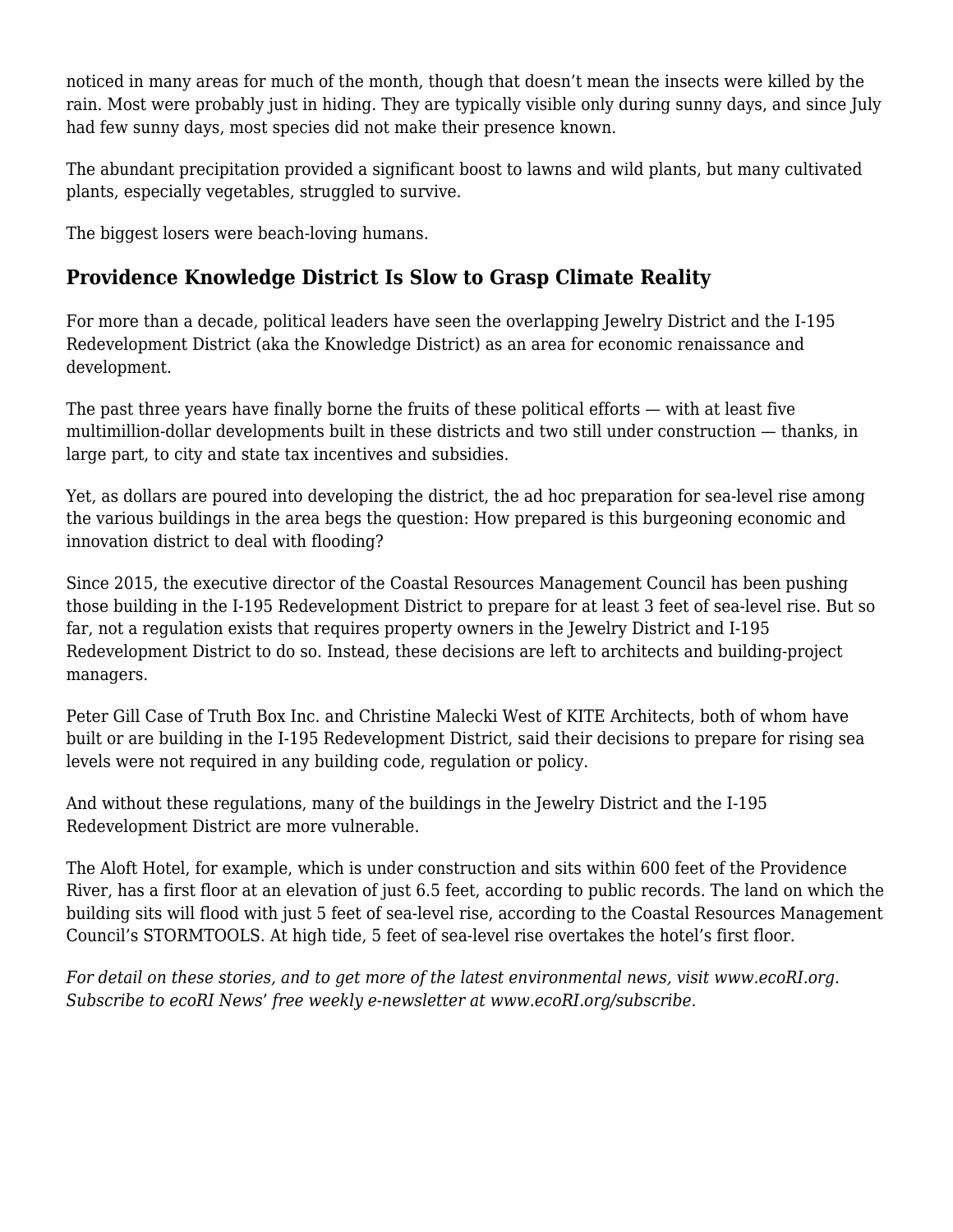noticed in many areas for much of the month, though that doesn't mean the insects were killed by the rain. Most were probably just in hiding. They are typically visible only during sunny days, and since July had few sunny days, most species did not make their presence known.

The abundant precipitation provided a significant boost to lawns and wild plants, but many cultivated plants, especially vegetables, struggled to survive.

The biggest losers were beach-loving humans.

## Providence Knowledge District Is Slow to Grasp Climate Reality

For more than a decade, political leaders have seen the overlapping Jewelry District and the I-195 Redevelopment District (aka the Knowledge District) as an area for economic renaissance and development.

The past three years have finally borne the fruits of these political efforts — with at least five multimillion-dollar developments built in these districts and two still under construction — thanks, in large part, to city and state tax incentives and subsidies.

Yet, as dollars are poured into developing the district, the ad hoc preparation for sea-level rise among the various buildings in the area begs the question: How prepared is this burgeoning economic and innovation district to deal with flooding?

Since 2015, the executive director of the Coastal Resources Management Council has been pushing those building in the I-195 Redevelopment District to prepare for at least 3 feet of sea-level rise. But so far, not a regulation exists that requires property owners in the Jewelry District and I-195 Redevelopment District to do so. Instead, these decisions are left to architects and building-project managers.

Peter Gill Case of Truth Box Inc. and Christine Malecki West of KITE Architects, both of whom have built or are building in the I-195 Redevelopment District, said their decisions to prepare for rising sea levels were not required in any building code, regulation or policy.

And without these regulations, many of the buildings in the Jewelry District and the I-195 Redevelopment District are more vulnerable.

The Aloft Hotel, for example, which is under construction and sits within 600 feet of the Providence River, has a first floor at an elevation of just 6.5 feet, according to public records. The land on which the building sits will flood with just 5 feet of sea-level rise, according to the Coastal Resources Management Council's STORMTOOLS. At high tide, 5 feet of sea-level rise overtakes the hotel's first floor.

*For detail on these stories, and to get more of the latest environmental news, visit www.ecoRI.org. Subscribe to ecoRI News' free weekly e-newsletter at www.ecoRI.org/subscribe.*